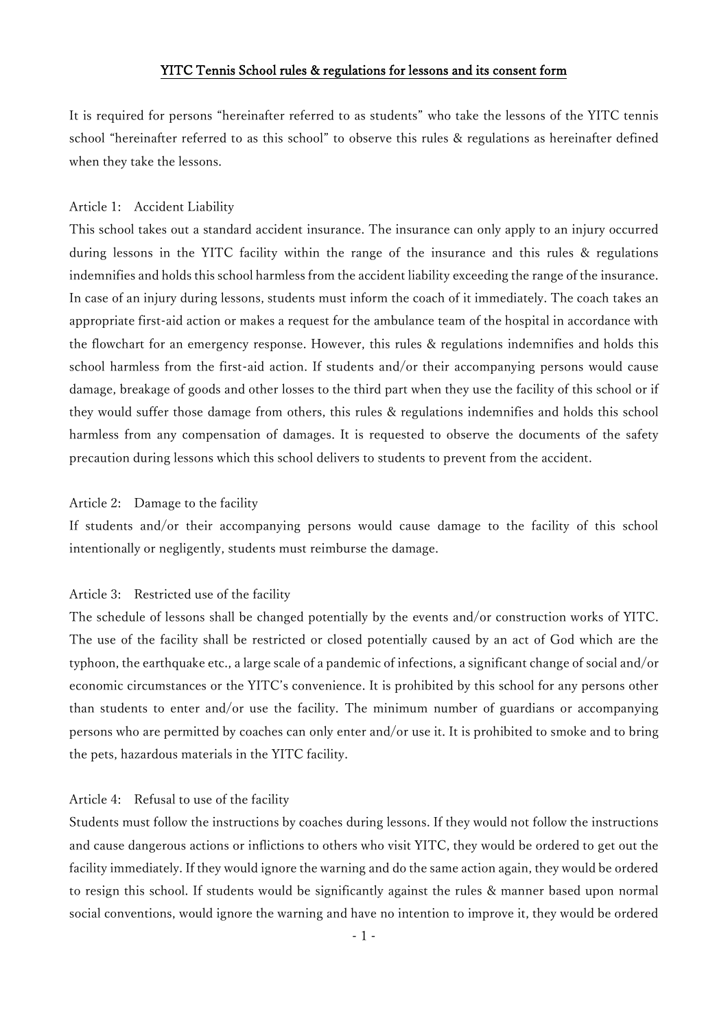# YITC Tennis School rules & regulations for lessons and its consent form

It is required for persons "hereinafter referred to as students" who take the lessons of the YITC tennis school "hereinafter referred to as this school" to observe this rules & regulations as hereinafter defined when they take the lessons.

## Article 1: Accident Liability

This school takes out a standard accident insurance. The insurance can only apply to an injury occurred during lessons in the YITC facility within the range of the insurance and this rules & regulations indemnifies and holds this school harmless from the accident liability exceeding the range of the insurance. In case of an injury during lessons, students must inform the coach of it immediately. The coach takes an appropriate first-aid action or makes a request for the ambulance team of the hospital in accordance with the flowchart for an emergency response. However, this rules & regulations indemnifies and holds this school harmless from the first-aid action. If students and/or their accompanying persons would cause damage, breakage of goods and other losses to the third part when they use the facility of this school or if they would suffer those damage from others, this rules & regulations indemnifies and holds this school harmless from any compensation of damages. It is requested to observe the documents of the safety precaution during lessons which this school delivers to students to prevent from the accident.

## Article 2: Damage to the facility

If students and/or their accompanying persons would cause damage to the facility of this school intentionally or negligently, students must reimburse the damage.

## Article 3: Restricted use of the facility

The schedule of lessons shall be changed potentially by the events and/or construction works of YITC. The use of the facility shall be restricted or closed potentially caused by an act of God which are the typhoon, the earthquake etc., a large scale of a pandemic of infections, a significant change of social and/or economic circumstances or the YITC's convenience. It is prohibited by this school for any persons other than students to enter and/or use the facility. The minimum number of guardians or accompanying persons who are permitted by coaches can only enter and/or use it. It is prohibited to smoke and to bring the pets, hazardous materials in the YITC facility.

## Article 4: Refusal to use of the facility

Students must follow the instructions by coaches during lessons. If they would not follow the instructions and cause dangerous actions or inflictions to others who visit YITC, they would be ordered to get out the facility immediately. If they would ignore the warning and do the same action again, they would be ordered to resign this school. If students would be significantly against the rules & manner based upon normal social conventions, would ignore the warning and have no intention to improve it, they would be ordered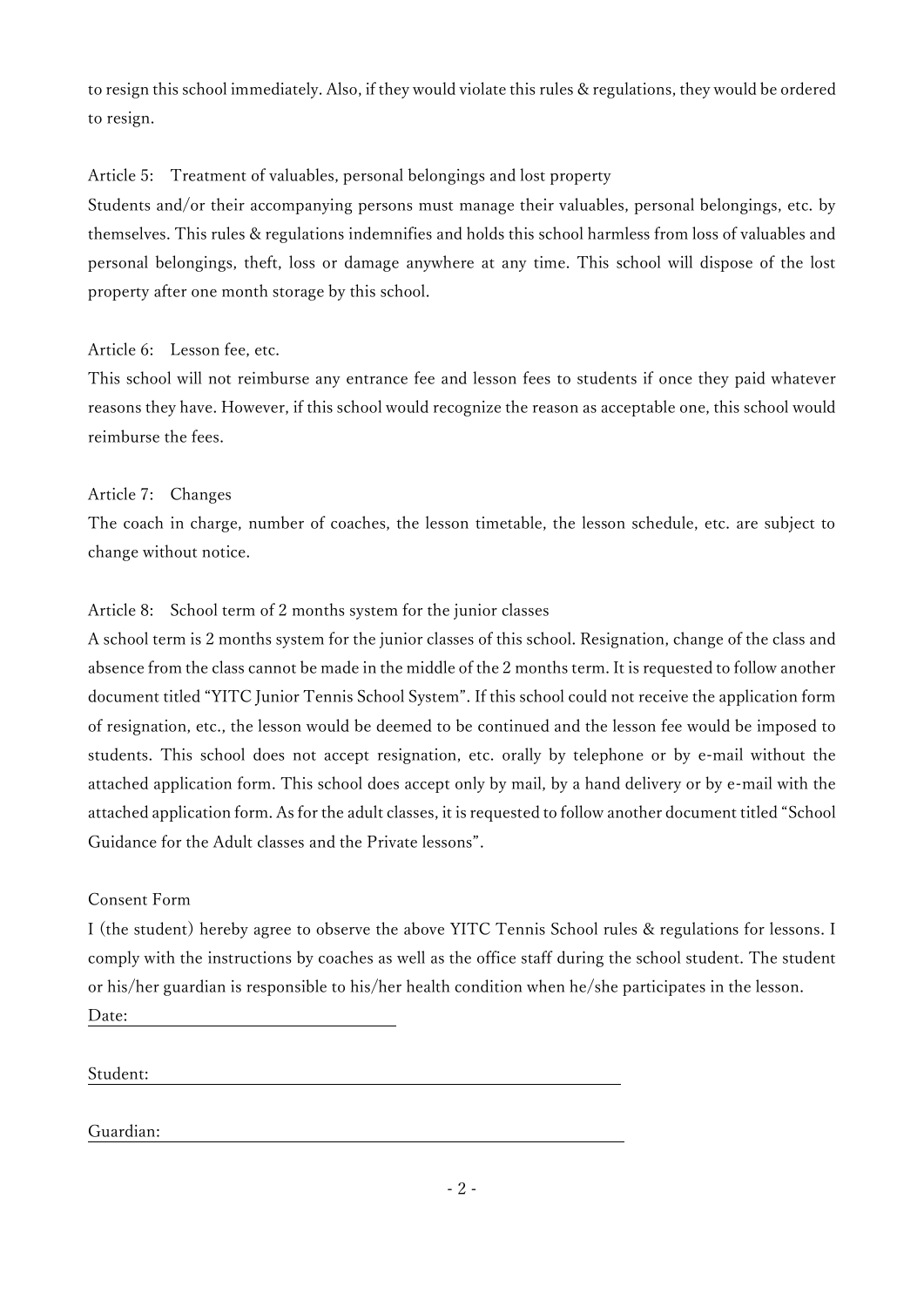to resign this school immediately. Also, if they would violate this rules & regulations, they would be ordered to resign.

Article 5: Treatment of valuables, personal belongings and lost property

Students and/or their accompanying persons must manage their valuables, personal belongings, etc. by themselves. This rules & regulations indemnifies and holds this school harmless from loss of valuables and personal belongings, theft, loss or damage anywhere at any time. This school will dispose of the lost property after one month storage by this school.

Article 6: Lesson fee, etc.

This school will not reimburse any entrance fee and lesson fees to students if once they paid whatever reasons they have. However, if this school would recognize the reason as acceptable one, this school would reimburse the fees.

Article 7: Changes

The coach in charge, number of coaches, the lesson timetable, the lesson schedule, etc. are subject to change without notice.

Article 8: School term of 2 months system for the junior classes

A school term is 2 months system for the junior classes of this school. Resignation, change of the class and absence from the class cannot be made in the middle of the 2 months term. It is requested to follow another document titled "YITC Junior Tennis School System". If this school could not receive the application form of resignation, etc., the lesson would be deemed to be continued and the lesson fee would be imposed to students. This school does not accept resignation, etc. orally by telephone or by e-mail without the attached application form. This school does accept only by mail, by a hand delivery or by e-mail with the attached application form. As for the adult classes, it is requested to follow another document titled "School Guidance for the Adult classes and the Private lessons".

Consent Form

I (the student) hereby agree to observe the above YITC Tennis School rules & regulations for lessons. I comply with the instructions by coaches as well as the office staff during the school student. The student or his/her guardian is responsible to his/her health condition when he/she participates in the lesson.

Date: ______________________

Student: ______________________________________

Guardian: ______________________________________